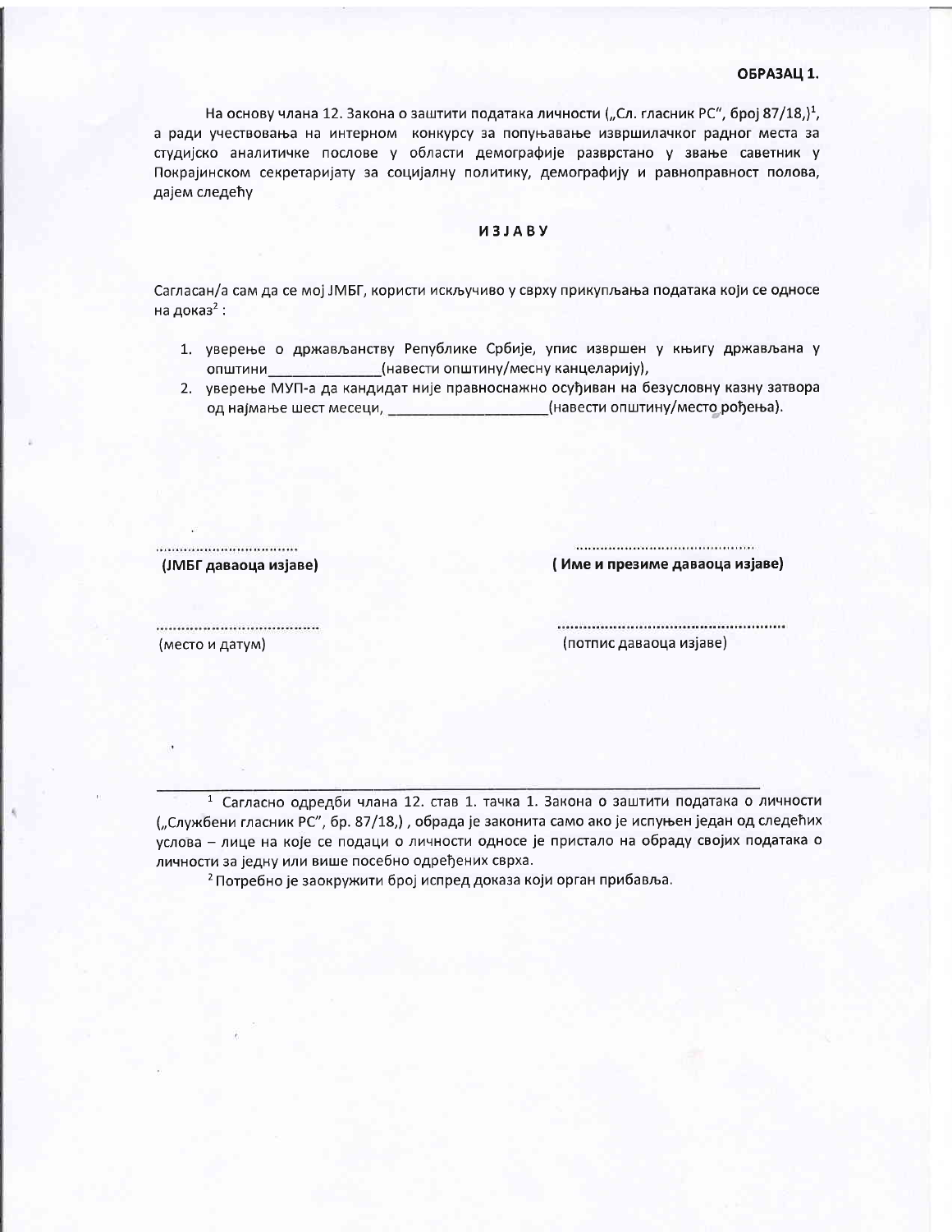**ОБРАЗАЦ 1.**

На основу члана 12. Закона о заштити података личности („Сл. гласник РС", број 87/18,)[1], а ради учествовања на интерном конкурсу за попуњавање извршилачког радног места за студијско аналитичке послове у области демографије разврстано у звање саветник у Покрајинском секретаријату за социјалну политику, демографију и равноправност полова, дајем следећу

**И З Ј А В У**

Сагласан/а сам да се мој ЈМБГ, користи искључиво у сврху прикупљања података који се односе на доказ[2] :

1. уверење о држављанству Републике Србије, упис извршен у књигу држављана у општини_____________(навести општину/месну канцеларију),
2. уверење МУП-а да кандидат није правноснажно осуђиван на безусловну казну затвора од најмање шест месеци, __________________(навести општину/место рођења).

................................
**(ЈМБГ даваоца изјаве)**

........................................
**( Име и презиме даваоца изјаве)**

....................................
(место и датум)

..................................................
(потпис даваоца изјаве)

---

[1] Сагласно одредби члана 12. став 1. тачка 1. Закона о заштити података о личности („Службени гласник РС", бр. 87/18,) , обрада је законита само ако је испуњен један од следећих услова – лице на које се подаци о личности односе је пристало на обраду својих података о личности за једну или више посебно одређених сврха.

[2] Потребно је заокружити број испред доказа који орган прибавља.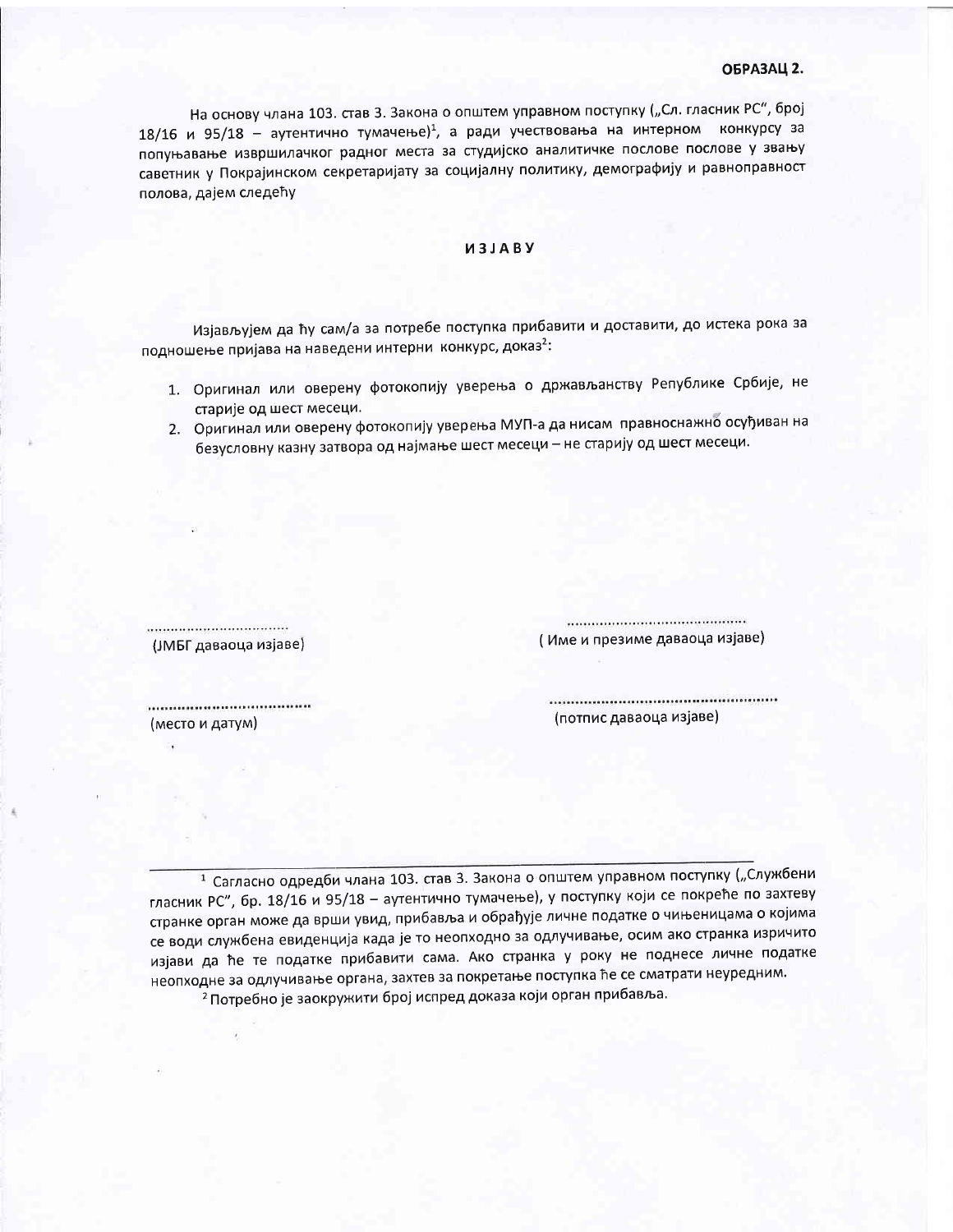**ОБРАЗАЦ 2.**

На основу члана 103. став 3. Закона о општем управном поступку („Сл. гласник РС", број 18/16 и 95/18 – аутентично тумачење)[1], а ради учествовања на интерном конкурсу за попуњавање извршилачког радног места за студијско аналитичке послове послове у звању саветник у Покрајинском секретаријату за социјалну политику, демографију и равноправност полова, дајем следећу

## ИЗЈАВУ

Изјављујем да ћу сам/а за потребе поступка прибавити и доставити, до истека рока за подношење пријава на наведени интерни конкурс, доказ[2]:

1. Оригинал или оверену фотокопију уверења о држављанству Републике Србије, не старије од шест месеци.
2. Оригинал или оверену фотокопију уверења МУП-а да нисам правноснажно осуђиван на безусловну казну затвора од најмање шест месеци – не старију од шест месеци.

.................................
(ЈМБГ даваоца изјаве)

...........................................
( Име и презиме даваоца изјаве)

.....................................
(место и датум)

.....................................................
(потпис даваоца изјаве)

---

[1] Сагласно одредби члана 103. став 3. Закона о општем управном поступку („Службени гласник РС", бр. 18/16 и 95/18 – аутентично тумачење), у поступку који се покреће по захтеву странке орган може да врши увид, прибавља и обрађује личне податке о чињеницама о којима се води службена евиденција када је то неопходно за одлучивање, осим ако странка изричито изјави да ће те податке прибавити сама. Ако странка у року не поднесе личне податке неопходне за одлучивање органа, захтев за покретање поступка ће се сматрати неуредним.

[2] Потребно је заокружити број испред доказа који орган прибавља.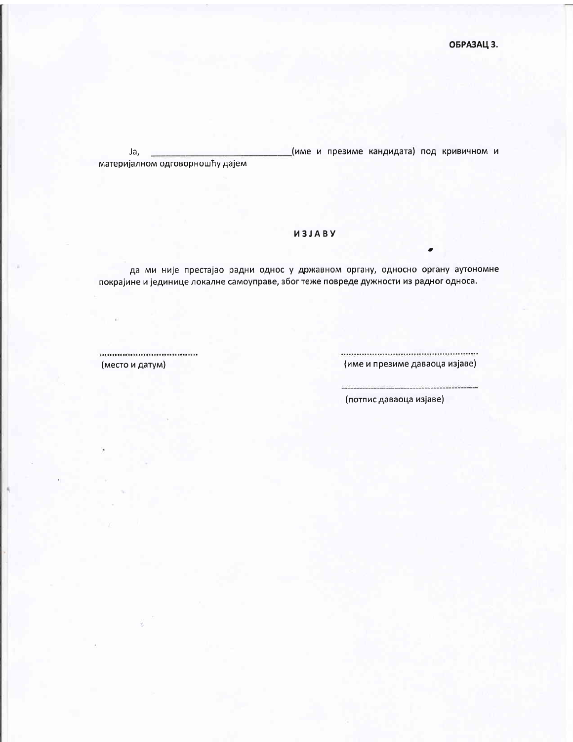**ОБРАЗАЦ 3.**

Ја, ______________________________(име и презиме кандидата) под кривичном и материјалном одговорношћу дајем

**ИЗЈАВУ**

да ми није престајао радни однос у државном органу, односно органу аутономне покрајине и јединице локалне самоуправе, због теже повреде дужности из радног односа.

.......................................
(место и датум)

.......................................................
(име и презиме даваоца изјаве)

-----------------------------------------------
(потпис даваоца изјаве)